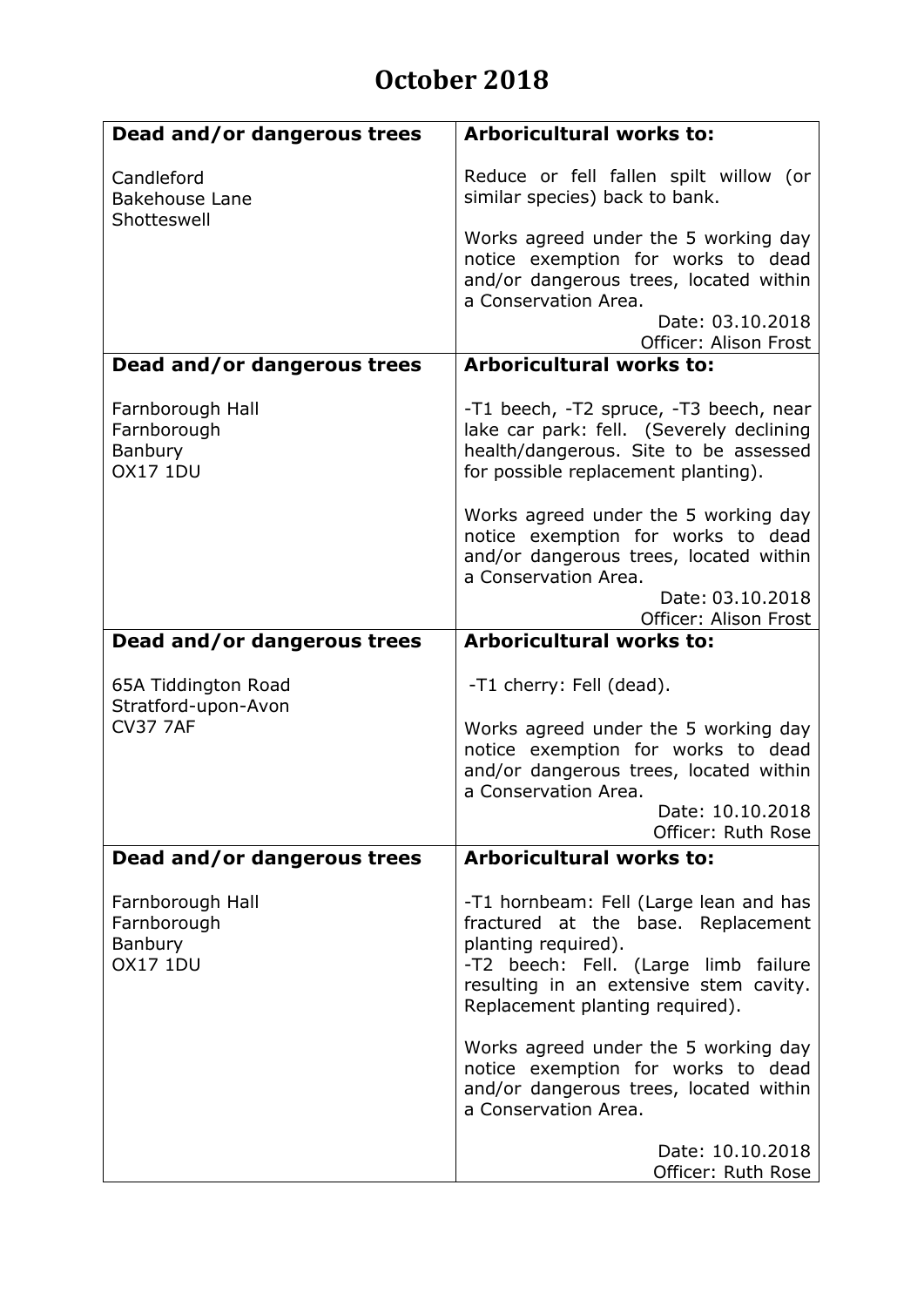# October 2018

| Dead and/or dangerous trees | Arboricultural works to: |
| --- | --- |
| Candleford<br>Bakehouse Lane<br>Shotteswell | Reduce or fell fallen spilt willow (or similar species) back to bank.<br><br>Works agreed under the 5 working day notice exemption for works to dead and/or dangerous trees, located within a Conservation Area.<br>Date: 03.10.2018<br>Officer: Alison Frost |
| **Dead and/or dangerous trees** | **Arboricultural works to:** |
| Farnborough Hall<br>Farnborough<br>Banbury<br>OX17 1DU | -T1 beech, -T2 spruce, -T3 beech, near lake car park: fell. (Severely declining health/dangerous. Site to be assessed for possible replacement planting).<br><br>Works agreed under the 5 working day notice exemption for works to dead and/or dangerous trees, located within a Conservation Area.<br>Date: 03.10.2018<br>Officer: Alison Frost |
| **Dead and/or dangerous trees** | **Arboricultural works to:** |
| 65A Tiddington Road<br>Stratford-upon-Avon<br>CV37 7AF | -T1 cherry: Fell (dead).<br><br>Works agreed under the 5 working day notice exemption for works to dead and/or dangerous trees, located within a Conservation Area.<br>Date: 10.10.2018<br>Officer: Ruth Rose |
| **Dead and/or dangerous trees** | **Arboricultural works to:** |
| Farnborough Hall<br>Farnborough<br>Banbury<br>OX17 1DU | -T1 hornbeam: Fell (Large lean and has fractured at the base. Replacement planting required).<br>-T2 beech: Fell. (Large limb failure resulting in an extensive stem cavity. Replacement planting required).<br><br>Works agreed under the 5 working day notice exemption for works to dead and/or dangerous trees, located within a Conservation Area.<br><br>Date: 10.10.2018<br>Officer: Ruth Rose |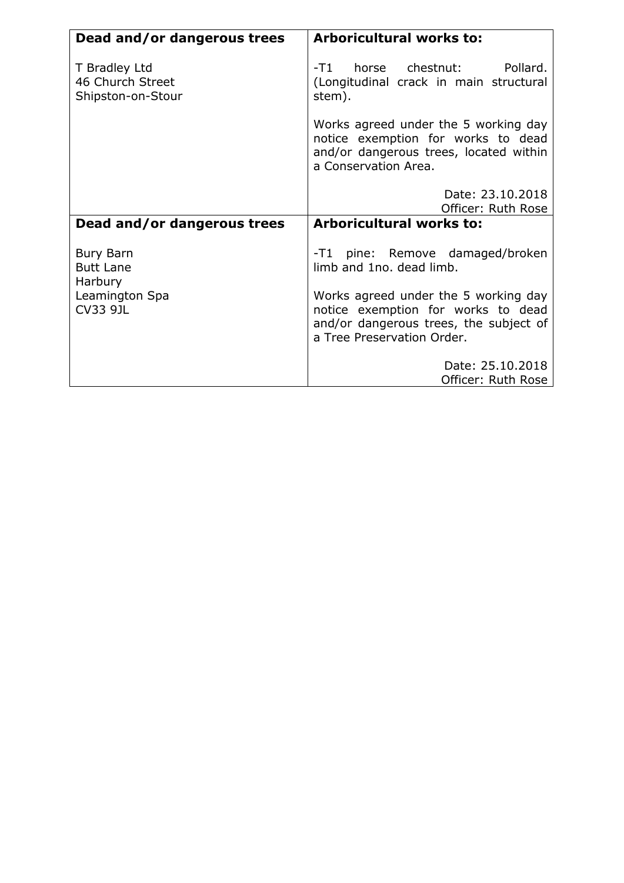| **Dead and/or dangerous trees** | **Arboricultural works to:** |
|---|---|
| T Bradley Ltd<br>46 Church Street<br>Shipston-on-Stour | -T1 horse chestnut: Pollard. (Longitudinal crack in main structural stem).<br><br>Works agreed under the 5 working day notice exemption for works to dead and/or dangerous trees, located within a Conservation Area.<br><br>Date: 23.10.2018<br>Officer: Ruth Rose |
| **Dead and/or dangerous trees** | **Arboricultural works to:** |
| Bury Barn<br>Butt Lane<br>Harbury<br>Leamington Spa<br>CV33 9JL | -T1 pine: Remove damaged/broken limb and 1no. dead limb.<br><br>Works agreed under the 5 working day notice exemption for works to dead and/or dangerous trees, the subject of a Tree Preservation Order.<br><br>Date: 25.10.2018<br>Officer: Ruth Rose |